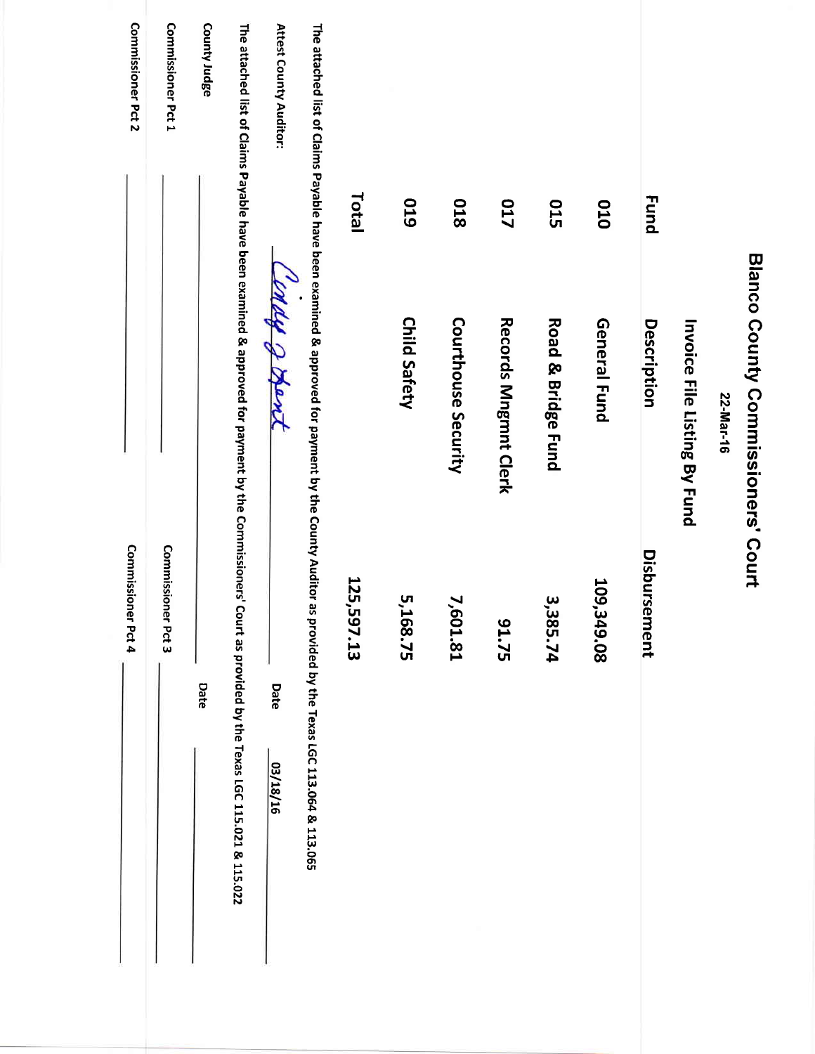# Blanco County Commissioners' Court

22-Mar-16

## Invoice File Listing By Fund

| Fund | Description | Disbursement |
|---|---|---|
| 010 | General Fund | 109,349.08 |
| 015 | Road & Bridge Fund | 3,385.74 |
| 017 | Records Mngmnt Clerk | 91.75 |
| 018 | Courthouse Security | 7,601.81 |
| 019 | Child Safety | 5,168.75 |
| | **Total** | **125,597.13** |

The attached list of Claims Payable have been examined & approved for payment by the County Auditor as provided by the Texas LGC 113.064 & 113.065

Attest County Auditor: Cindy J Arnett   Date 03/18/16

The attached list of Claims Payable have been examined & approved for payment by the Commissioners' Court as provided by the Texas LGC 115.021 & 115.022

County Judge ____________________ Date ____________________

Commissioner Pct 1 ____________________ Commissioner Pct 3 ____________________

Commissioner Pct 2 ____________________ Commissioner Pct 4 ____________________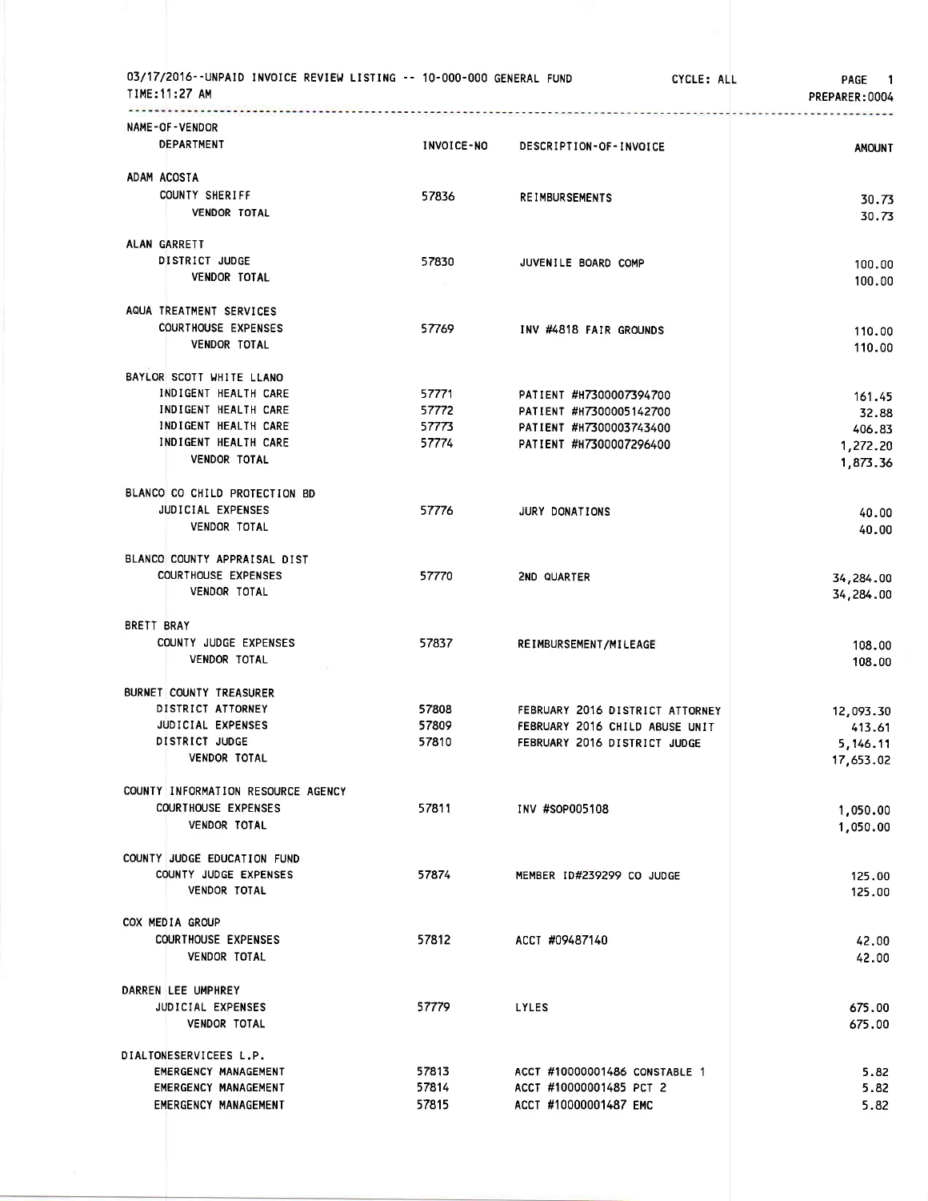03/17/2016--UNPAID INVOICE REVIEW LISTING -- 10-000-000 GENERAL FUND CYCLE: ALL PAGE 1
TIME:11:27 AM PREPARER:0004

| NAME-OF-VENDOR / DEPARTMENT | INVOICE-NO | DESCRIPTION-OF-INVOICE | AMOUNT |
|---|---|---|---|
| ADAM ACOSTA | | | |
| COUNTY SHERIFF | 57836 | REIMBURSEMENTS | 30.73 |
| VENDOR TOTAL | | | 30.73 |
| ALAN GARRETT | | | |
| DISTRICT JUDGE | 57830 | JUVENILE BOARD COMP | 100.00 |
| VENDOR TOTAL | | | 100.00 |
| AQUA TREATMENT SERVICES | | | |
| COURTHOUSE EXPENSES | 57769 | INV #4818 FAIR GROUNDS | 110.00 |
| VENDOR TOTAL | | | 110.00 |
| BAYLOR SCOTT WHITE LLANO | | | |
| INDIGENT HEALTH CARE | 57771 | PATIENT #H7300007394700 | 161.45 |
| INDIGENT HEALTH CARE | 57772 | PATIENT #H7300005142700 | 32.88 |
| INDIGENT HEALTH CARE | 57773 | PATIENT #H7300003743400 | 406.83 |
| INDIGENT HEALTH CARE | 57774 | PATIENT #H7300007296400 | 1,272.20 |
| VENDOR TOTAL | | | 1,873.36 |
| BLANCO CO CHILD PROTECTION BD | | | |
| JUDICIAL EXPENSES | 57776 | JURY DONATIONS | 40.00 |
| VENDOR TOTAL | | | 40.00 |
| BLANCO COUNTY APPRAISAL DIST | | | |
| COURTHOUSE EXPENSES | 57770 | 2ND QUARTER | 34,284.00 |
| VENDOR TOTAL | | | 34,284.00 |
| BRETT BRAY | | | |
| COUNTY JUDGE EXPENSES | 57837 | REIMBURSEMENT/MILEAGE | 108.00 |
| VENDOR TOTAL | | | 108.00 |
| BURNET COUNTY TREASURER | | | |
| DISTRICT ATTORNEY | 57808 | FEBRUARY 2016 DISTRICT ATTORNEY | 12,093.30 |
| JUDICIAL EXPENSES | 57809 | FEBRUARY 2016 CHILD ABUSE UNIT | 413.61 |
| DISTRICT JUDGE | 57810 | FEBRUARY 2016 DISTRICT JUDGE | 5,146.11 |
| VENDOR TOTAL | | | 17,653.02 |
| COUNTY INFORMATION RESOURCE AGENCY | | | |
| COURTHOUSE EXPENSES | 57811 | INV #SOP005108 | 1,050.00 |
| VENDOR TOTAL | | | 1,050.00 |
| COUNTY JUDGE EDUCATION FUND | | | |
| COUNTY JUDGE EXPENSES | 57874 | MEMBER ID#239299 CO JUDGE | 125.00 |
| VENDOR TOTAL | | | 125.00 |
| COX MEDIA GROUP | | | |
| COURTHOUSE EXPENSES | 57812 | ACCT #09487140 | 42.00 |
| VENDOR TOTAL | | | 42.00 |
| DARREN LEE UMPHREY | | | |
| JUDICIAL EXPENSES | 57779 | LYLES | 675.00 |
| VENDOR TOTAL | | | 675.00 |
| DIALTONESERVICEES L.P. | | | |
| EMERGENCY MANAGEMENT | 57813 | ACCT #10000001486 CONSTABLE 1 | 5.82 |
| EMERGENCY MANAGEMENT | 57814 | ACCT #10000001485 PCT 2 | 5.82 |
| EMERGENCY MANAGEMENT | 57815 | ACCT #10000001487 EMC | 5.82 |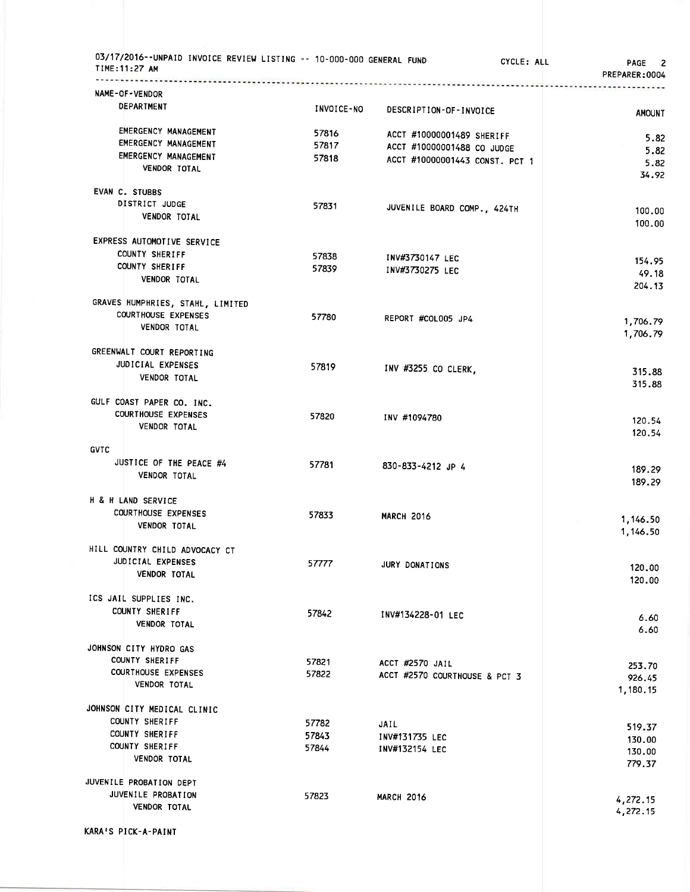03/17/2016--UNPAID INVOICE REVIEW LISTING -- 10-000-000 GENERAL FUND CYCLE: ALL
TIME:11:27 AM PREPARER:0004

| NAME-OF-VENDOR / DEPARTMENT | INVOICE-NO | DESCRIPTION-OF-INVOICE | AMOUNT |
|---|---|---|---|
| EMERGENCY MANAGEMENT | 57816 | ACCT #10000001489 SHERIFF | 5.82 |
| EMERGENCY MANAGEMENT | 57817 | ACCT #10000001488 CO JUDGE | 5.82 |
| EMERGENCY MANAGEMENT | 57818 | ACCT #10000001443 CONST. PCT 1 | 5.82 |
| VENDOR TOTAL | | | 34.92 |
| **EVAN C. STUBBS** | | | |
| DISTRICT JUDGE | 57831 | JUVENILE BOARD COMP., 424TH | 100.00 |
| VENDOR TOTAL | | | 100.00 |
| **EXPRESS AUTOMOTIVE SERVICE** | | | |
| COUNTY SHERIFF | 57838 | INV#3730147 LEC | 154.95 |
| COUNTY SHERIFF | 57839 | INV#3730275 LEC | 49.18 |
| VENDOR TOTAL | | | 204.13 |
| **GRAVES HUMPHRIES, STAHL, LIMITED** | | | |
| COURTHOUSE EXPENSES | 57780 | REPORT #COL005 JP4 | 1,706.79 |
| VENDOR TOTAL | | | 1,706.79 |
| **GREENWALT COURT REPORTING** | | | |
| JUDICIAL EXPENSES | 57819 | INV #3255 CO CLERK, | 315.88 |
| VENDOR TOTAL | | | 315.88 |
| **GULF COAST PAPER CO. INC.** | | | |
| COURTHOUSE EXPENSES | 57820 | INV #1094780 | 120.54 |
| VENDOR TOTAL | | | 120.54 |
| **GVTC** | | | |
| JUSTICE OF THE PEACE #4 | 57781 | 830-833-4212 JP 4 | 189.29 |
| VENDOR TOTAL | | | 189.29 |
| **H & H LAND SERVICE** | | | |
| COURTHOUSE EXPENSES | 57833 | MARCH 2016 | 1,146.50 |
| VENDOR TOTAL | | | 1,146.50 |
| **HILL COUNTRY CHILD ADVOCACY CT** | | | |
| JUDICIAL EXPENSES | 57777 | JURY DONATIONS | 120.00 |
| VENDOR TOTAL | | | 120.00 |
| **ICS JAIL SUPPLIES INC.** | | | |
| COUNTY SHERIFF | 57842 | INV#134228-01 LEC | 6.60 |
| VENDOR TOTAL | | | 6.60 |
| **JOHNSON CITY HYDRO GAS** | | | |
| COUNTY SHERIFF | 57821 | ACCT #2570 JAIL | 253.70 |
| COURTHOUSE EXPENSES | 57822 | ACCT #2570 COURTHOUSE & PCT 3 | 926.45 |
| VENDOR TOTAL | | | 1,180.15 |
| **JOHNSON CITY MEDICAL CLINIC** | | | |
| COUNTY SHERIFF | 57782 | JAIL | 519.37 |
| COUNTY SHERIFF | 57843 | INV#131735 LEC | 130.00 |
| COUNTY SHERIFF | 57844 | INV#132154 LEC | 130.00 |
| VENDOR TOTAL | | | 779.37 |
| **JUVENILE PROBATION DEPT** | | | |
| JUVENILE PROBATION | 57823 | MARCH 2016 | 4,272.15 |
| VENDOR TOTAL | | | 4,272.15 |
| **KARA'S PICK-A-PAINT** | | | |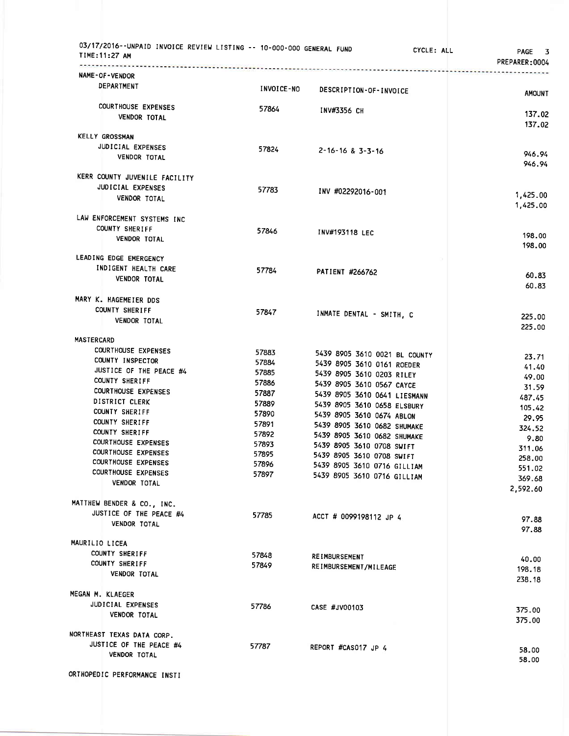03/17/2016--UNPAID INVOICE REVIEW LISTING -- 10-000-000 GENERAL FUND CYCLE: ALL
TIME:11:27 AM PREPARER:0004

| NAME-OF-VENDOR / DEPARTMENT | INVOICE-NO | DESCRIPTION-OF-INVOICE | AMOUNT |
|---|---|---|---|
| COURTHOUSE EXPENSES | 57864 | INV#3356 CH | 137.02 |
| VENDOR TOTAL | | | 137.02 |
| **KELLY GROSSMAN** | | | |
| JUDICIAL EXPENSES | 57824 | 2-16-16 & 3-3-16 | 946.94 |
| VENDOR TOTAL | | | 946.94 |
| **KERR COUNTY JUVENILE FACILITY** | | | |
| JUDICIAL EXPENSES | 57783 | INV #02292016-001 | 1,425.00 |
| VENDOR TOTAL | | | 1,425.00 |
| **LAW ENFORCEMENT SYSTEMS INC** | | | |
| COUNTY SHERIFF | 57846 | INV#193118 LEC | 198.00 |
| VENDOR TOTAL | | | 198.00 |
| **LEADING EDGE EMERGENCY** | | | |
| INDIGENT HEALTH CARE | 57784 | PATIENT #266762 | 60.83 |
| VENDOR TOTAL | | | 60.83 |
| **MARY K. HAGEMEIER DDS** | | | |
| COUNTY SHERIFF | 57847 | INMATE DENTAL - SMITH, C | 225.00 |
| VENDOR TOTAL | | | 225.00 |
| **MASTERCARD** | | | |
| COURTHOUSE EXPENSES | 57883 | 5439 8905 3610 0021 BL COUNTY | 23.71 |
| COUNTY INSPECTOR | 57884 | 5439 8905 3610 0161 ROEDER | 41.40 |
| JUSTICE OF THE PEACE #4 | 57885 | 5439 8905 3610 0203 RILEY | 49.00 |
| COUNTY SHERIFF | 57886 | 5439 8905 3610 0567 CAYCE | 31.59 |
| COURTHOUSE EXPENSES | 57887 | 5439 8905 3610 0641 LIESMANN | 487.45 |
| DISTRICT CLERK | 57889 | 5439 8905 3610 0658 ELSBURY | 105.42 |
| COUNTY SHERIFF | 57890 | 5439 8905 3610 0674 ABLON | 29.95 |
| COUNTY SHERIFF | 57891 | 5439 8905 3610 0682 SHUMAKE | 324.52 |
| COUNTY SHERIFF | 57892 | 5439 8905 3610 0682 SHUMAKE | 9.80 |
| COURTHOUSE EXPENSES | 57893 | 5439 8905 3610 0708 SWIFT | 311.06 |
| COURTHOUSE EXPENSES | 57895 | 5439 8905 3610 0708 SWIFT | 258.00 |
| COURTHOUSE EXPENSES | 57896 | 5439 8905 3610 0716 GILLIAM | 551.02 |
| COURTHOUSE EXPENSES | 57897 | 5439 8905 3610 0716 GILLIAM | 369.68 |
| VENDOR TOTAL | | | 2,592.60 |
| **MATTHEW BENDER & CO., INC.** | | | |
| JUSTICE OF THE PEACE #4 | 57785 | ACCT # 0099198112 JP 4 | 97.88 |
| VENDOR TOTAL | | | 97.88 |
| **MAURILIO LICEA** | | | |
| COUNTY SHERIFF | 57848 | REIMBURSEMENT | 40.00 |
| COUNTY SHERIFF | 57849 | REIMBURSEMENT/MILEAGE | 198.18 |
| VENDOR TOTAL | | | 238.18 |
| **MEGAN M. KLAEGER** | | | |
| JUDICIAL EXPENSES | 57786 | CASE #JV00103 | 375.00 |
| VENDOR TOTAL | | | 375.00 |
| **NORTHEAST TEXAS DATA CORP.** | | | |
| JUSTICE OF THE PEACE #4 | 57787 | REPORT #CAS017 JP 4 | 58.00 |
| VENDOR TOTAL | | | 58.00 |
| **ORTHOPEDIC PERFORMANCE INSTI** | | | |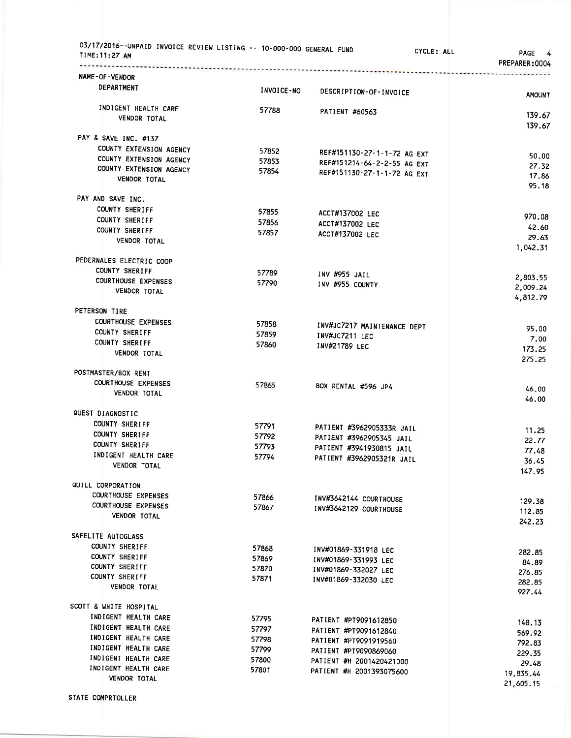03/17/2016--UNPAID INVOICE REVIEW LISTING -- 10-000-000 GENERAL FUND    CYCLE: ALL    PREPARER:0004

TIME:11:27 AM

| NAME-OF-VENDOR / DEPARTMENT | INVOICE-NO | DESCRIPTION-OF-INVOICE | AMOUNT |
|---|---|---|---|
| INDIGENT HEALTH CARE | 57788 | PATIENT #60563 | 139.67 |
| VENDOR TOTAL | | | 139.67 |
| **PAY & SAVE INC. #137** | | | |
| COUNTY EXTENSION AGENCY | 57852 | REF#151130-27-1-1-72 AG EXT | 50.00 |
| COUNTY EXTENSION AGENCY | 57853 | REF#151214-64-2-2-55 AG EXT | 27.32 |
| COUNTY EXTENSION AGENCY | 57854 | REF#151130-27-1-1-72 AG EXT | 17.86 |
| VENDOR TOTAL | | | 95.18 |
| **PAY AND SAVE INC.** | | | |
| COUNTY SHERIFF | 57855 | ACCT#137002 LEC | 970.08 |
| COUNTY SHERIFF | 57856 | ACCT#137002 LEC | 42.60 |
| COUNTY SHERIFF | 57857 | ACCT#137002 LEC | 29.63 |
| VENDOR TOTAL | | | 1,042.31 |
| **PEDERNALES ELECTRIC COOP** | | | |
| COUNTY SHERIFF | 57789 | INV #955 JAIL | 2,803.55 |
| COURTHOUSE EXPENSES | 57790 | INV #955 COUNTY | 2,009.24 |
| VENDOR TOTAL | | | 4,812.79 |
| **PETERSON TIRE** | | | |
| COURTHOUSE EXPENSES | 57858 | INV#JC7217 MAINTENANCE DEPT | 95.00 |
| COUNTY SHERIFF | 57859 | INV#JC7211 LEC | 7.00 |
| COUNTY SHERIFF | 57860 | INV#21789 LEC | 173.25 |
| VENDOR TOTAL | | | 275.25 |
| **POSTMASTER/BOX RENT** | | | |
| COURTHOUSE EXPENSES | 57865 | BOX RENTAL #596 JP4 | 46.00 |
| VENDOR TOTAL | | | 46.00 |
| **QUEST DIAGNOSTIC** | | | |
| COUNTY SHERIFF | 57791 | PATIENT #3962905333R JAIL | 11.25 |
| COUNTY SHERIFF | 57792 | PATIENT #3962905345 JAIL | 22.77 |
| COUNTY SHERIFF | 57793 | PATIENT #3941930815 JAIL | 77.48 |
| INDIGENT HEALTH CARE | 57794 | PATIENT #3962905321R JAIL | 36.45 |
| VENDOR TOTAL | | | 147.95 |
| **QUILL CORPORATION** | | | |
| COURTHOUSE EXPENSES | 57866 | INV#3642144 COURTHOUSE | 129.38 |
| COURTHOUSE EXPENSES | 57867 | INV#3642129 COURTHOUSE | 112.85 |
| VENDOR TOTAL | | | 242.23 |
| **SAFELITE AUTOGLASS** | | | |
| COUNTY SHERIFF | 57868 | INV#01869-331918 LEC | 282.85 |
| COUNTY SHERIFF | 57869 | INV#01869-331993 LEC | 84.89 |
| COUNTY SHERIFF | 57870 | INV#01869-332027 LEC | 276.85 |
| COUNTY SHERIFF | 57871 | INV#01869-332030 LEC | 282.85 |
| VENDOR TOTAL | | | 927.44 |
| **SCOTT & WHITE HOSPITAL** | | | |
| INDIGENT HEALTH CARE | 57795 | PATIENT #PT9091612850 | 148.13 |
| INDIGENT HEALTH CARE | 57797 | PATIENT #PT9091612840 | 569.92 |
| INDIGENT HEALTH CARE | 57798 | PATIENT #PT9091919560 | 792.83 |
| INDIGENT HEALTH CARE | 57799 | PATIENT #PT9090869060 | 229.35 |
| INDIGENT HEALTH CARE | 57800 | PATIENT #H 2001420421000 | 29.48 |
| INDIGENT HEALTH CARE | 57801 | PATIENT #H 2001393075600 | 19,835.44 |
| VENDOR TOTAL | | | 21,605.15 |
| **STATE COMPRTOLLER** | | | |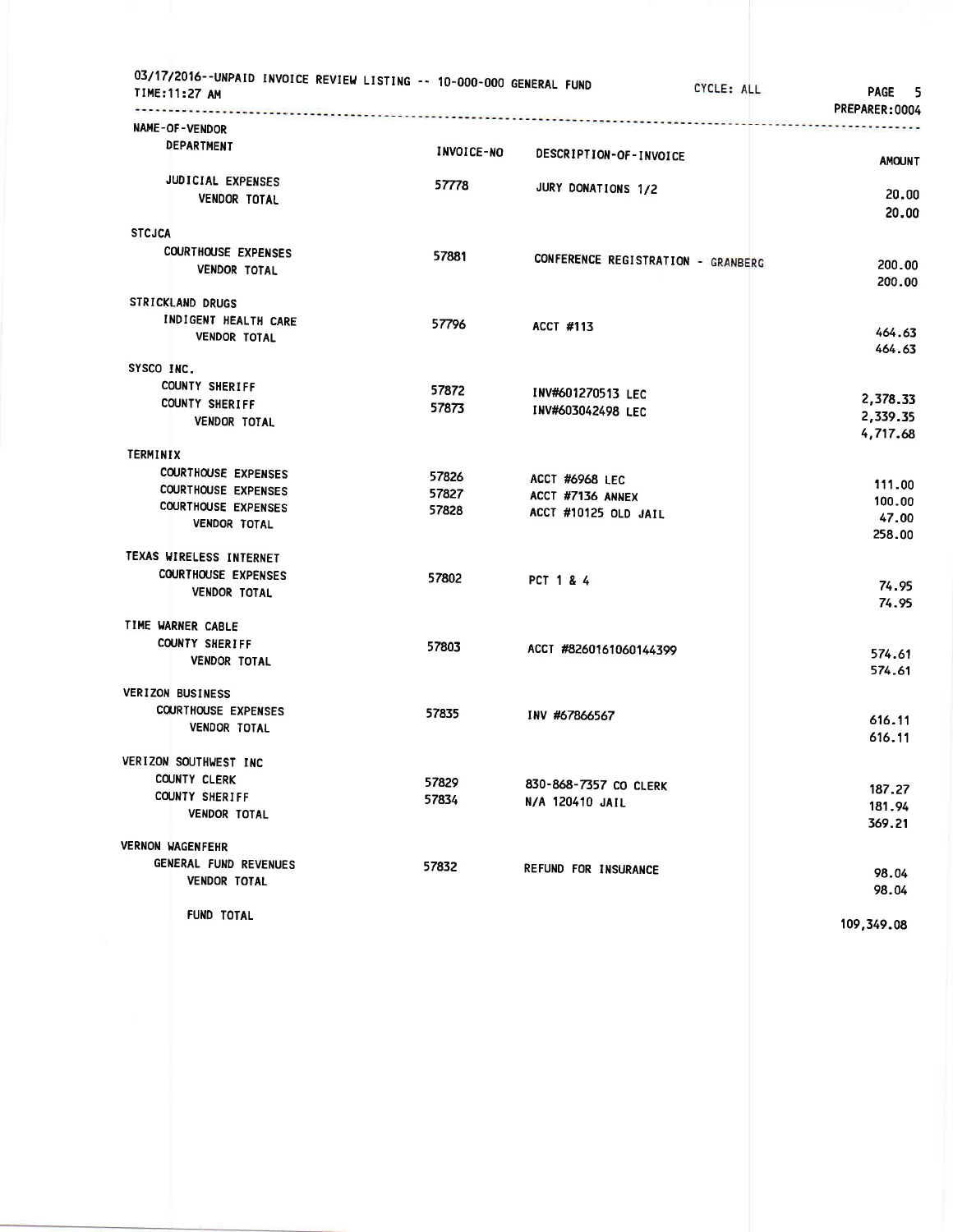03/17/2016--UNPAID INVOICE REVIEW LISTING -- 10-000-000 GENERAL FUND

TIME:11:27 AM

CYCLE: ALL

PREPARER:0004

| NAME-OF-VENDOR / DEPARTMENT | INVOICE-NO | DESCRIPTION-OF-INVOICE | AMOUNT |
|---|---|---|---|
| JUDICIAL EXPENSES | 57778 | JURY DONATIONS 1/2 | 20.00 |
| VENDOR TOTAL | | | 20.00 |
| **STCJCA** | | | |
| COURTHOUSE EXPENSES | 57881 | CONFERENCE REGISTRATION - GRANBERG | 200.00 |
| VENDOR TOTAL | | | 200.00 |
| **STRICKLAND DRUGS** | | | |
| INDIGENT HEALTH CARE | 57796 | ACCT #113 | 464.63 |
| VENDOR TOTAL | | | 464.63 |
| **SYSCO INC.** | | | |
| COUNTY SHERIFF | 57872 | INV#601270513 LEC | 2,378.33 |
| COUNTY SHERIFF | 57873 | INV#603042498 LEC | 2,339.35 |
| VENDOR TOTAL | | | 4,717.68 |
| **TERMINIX** | | | |
| COURTHOUSE EXPENSES | 57826 | ACCT #6968 LEC | 111.00 |
| COURTHOUSE EXPENSES | 57827 | ACCT #7136 ANNEX | 100.00 |
| COURTHOUSE EXPENSES | 57828 | ACCT #10125 OLD JAIL | 47.00 |
| VENDOR TOTAL | | | 258.00 |
| **TEXAS WIRELESS INTERNET** | | | |
| COURTHOUSE EXPENSES | 57802 | PCT 1 & 4 | 74.95 |
| VENDOR TOTAL | | | 74.95 |
| **TIME WARNER CABLE** | | | |
| COUNTY SHERIFF | 57803 | ACCT #8260161060144399 | 574.61 |
| VENDOR TOTAL | | | 574.61 |
| **VERIZON BUSINESS** | | | |
| COURTHOUSE EXPENSES | 57835 | INV #67866567 | 616.11 |
| VENDOR TOTAL | | | 616.11 |
| **VERIZON SOUTHWEST INC** | | | |
| COUNTY CLERK | 57829 | 830-868-7357 CO CLERK | 187.27 |
| COUNTY SHERIFF | 57834 | N/A 120410 JAIL | 181.94 |
| VENDOR TOTAL | | | 369.21 |
| **VERNON WAGENFEHR** | | | |
| GENERAL FUND REVENUES | 57832 | REFUND FOR INSURANCE | 98.04 |
| VENDOR TOTAL | | | 98.04 |
| FUND TOTAL | | | 109,349.08 |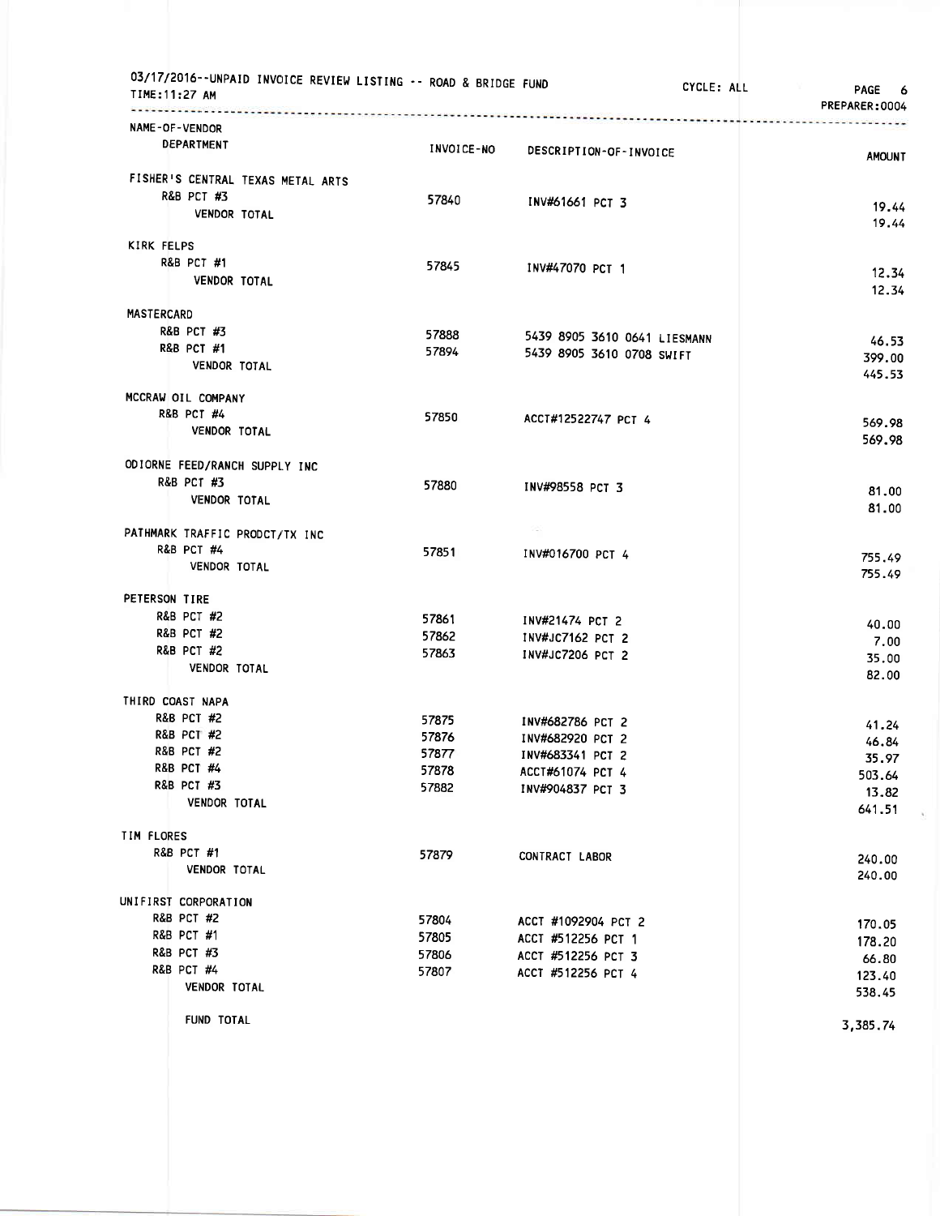03/17/2016--UNPAID INVOICE REVIEW LISTING -- ROAD & BRIDGE FUND CYCLE: ALL

TIME:11:27 AM PREPARER:0004

| NAME-OF-VENDOR / DEPARTMENT | INVOICE-NO | DESCRIPTION-OF-INVOICE | AMOUNT |
|---|---|---|---|
| **FISHER'S CENTRAL TEXAS METAL ARTS** | | | |
| R&B PCT #3 | 57840 | INV#61661 PCT 3 | 19.44 |
| VENDOR TOTAL | | | 19.44 |
| **KIRK FELPS** | | | |
| R&B PCT #1 | 57845 | INV#47070 PCT 1 | 12.34 |
| VENDOR TOTAL | | | 12.34 |
| **MASTERCARD** | | | |
| R&B PCT #3 | 57888 | 5439 8905 3610 0641 LIESMANN | 46.53 |
| R&B PCT #1 | 57894 | 5439 8905 3610 0708 SWIFT | 399.00 |
| VENDOR TOTAL | | | 445.53 |
| **MCCRAW OIL COMPANY** | | | |
| R&B PCT #4 | 57850 | ACCT#12522747 PCT 4 | 569.98 |
| VENDOR TOTAL | | | 569.98 |
| **ODIORNE FEED/RANCH SUPPLY INC** | | | |
| R&B PCT #3 | 57880 | INV#98558 PCT 3 | 81.00 |
| VENDOR TOTAL | | | 81.00 |
| **PATHMARK TRAFFIC PRODCT/TX INC** | | | |
| R&B PCT #4 | 57851 | INV#016700 PCT 4 | 755.49 |
| VENDOR TOTAL | | | 755.49 |
| **PETERSON TIRE** | | | |
| R&B PCT #2 | 57861 | INV#21474 PCT 2 | 40.00 |
| R&B PCT #2 | 57862 | INV#JC7162 PCT 2 | 7.00 |
| R&B PCT #2 | 57863 | INV#JC7206 PCT 2 | 35.00 |
| VENDOR TOTAL | | | 82.00 |
| **THIRD COAST NAPA** | | | |
| R&B PCT #2 | 57875 | INV#682786 PCT 2 | 41.24 |
| R&B PCT #2 | 57876 | INV#682920 PCT 2 | 46.84 |
| R&B PCT #2 | 57877 | INV#683341 PCT 2 | 35.97 |
| R&B PCT #4 | 57878 | ACCT#61074 PCT 4 | 503.64 |
| R&B PCT #3 | 57882 | INV#904837 PCT 3 | 13.82 |
| VENDOR TOTAL | | | 641.51 |
| **TIM FLORES** | | | |
| R&B PCT #1 | 57879 | CONTRACT LABOR | 240.00 |
| VENDOR TOTAL | | | 240.00 |
| **UNIFIRST CORPORATION** | | | |
| R&B PCT #2 | 57804 | ACCT #1092904 PCT 2 | 170.05 |
| R&B PCT #1 | 57805 | ACCT #512256 PCT 1 | 178.20 |
| R&B PCT #3 | 57806 | ACCT #512256 PCT 3 | 66.80 |
| R&B PCT #4 | 57807 | ACCT #512256 PCT 4 | 123.40 |
| VENDOR TOTAL | | | 538.45 |
| FUND TOTAL | | | 3,385.74 |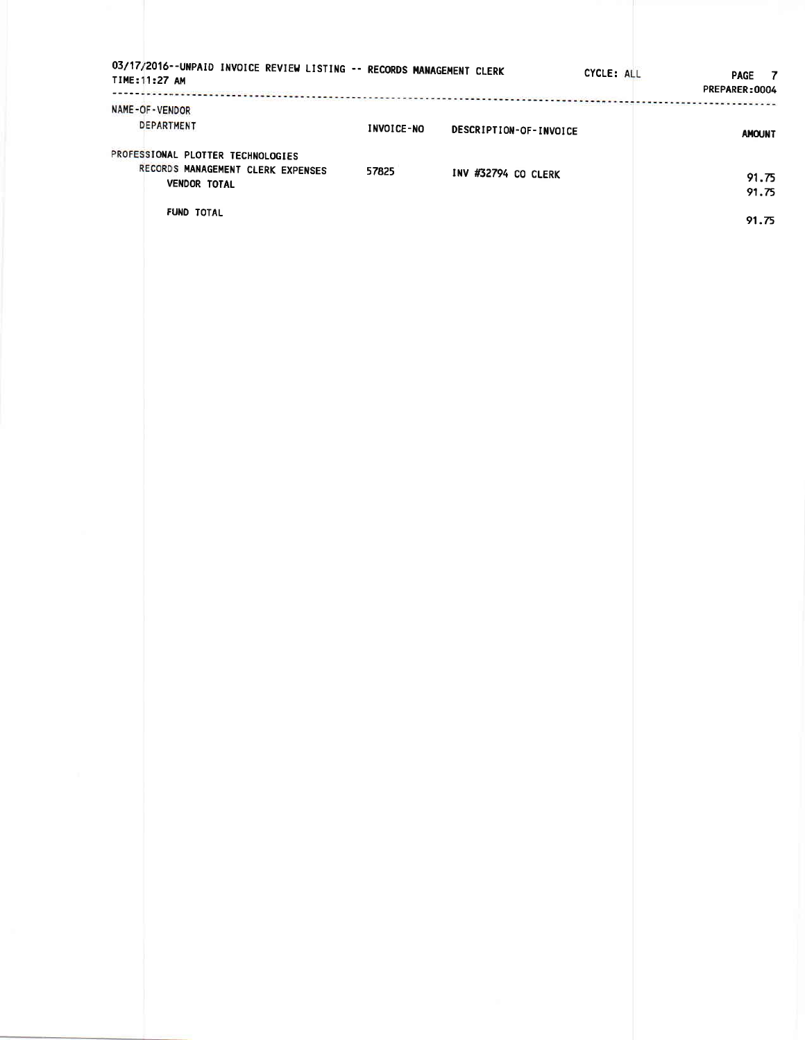03/17/2016--UNPAID INVOICE REVIEW LISTING -- RECORDS MANAGEMENT CLERK

TIME:11:27 AM

CYCLE: ALL

PREPARER:0004

| NAME-OF-VENDOR<br>DEPARTMENT | INVOICE-NO | DESCRIPTION-OF-INVOICE | AMOUNT |
|---|---|---|---|
| PROFESSIONAL PLOTTER TECHNOLOGIES | | | |
| RECORDS MANAGEMENT CLERK EXPENSES | 57825 | INV #32794 CO CLERK | 91.75 |
| VENDOR TOTAL | | | 91.75 |
| FUND TOTAL | | | 91.75 |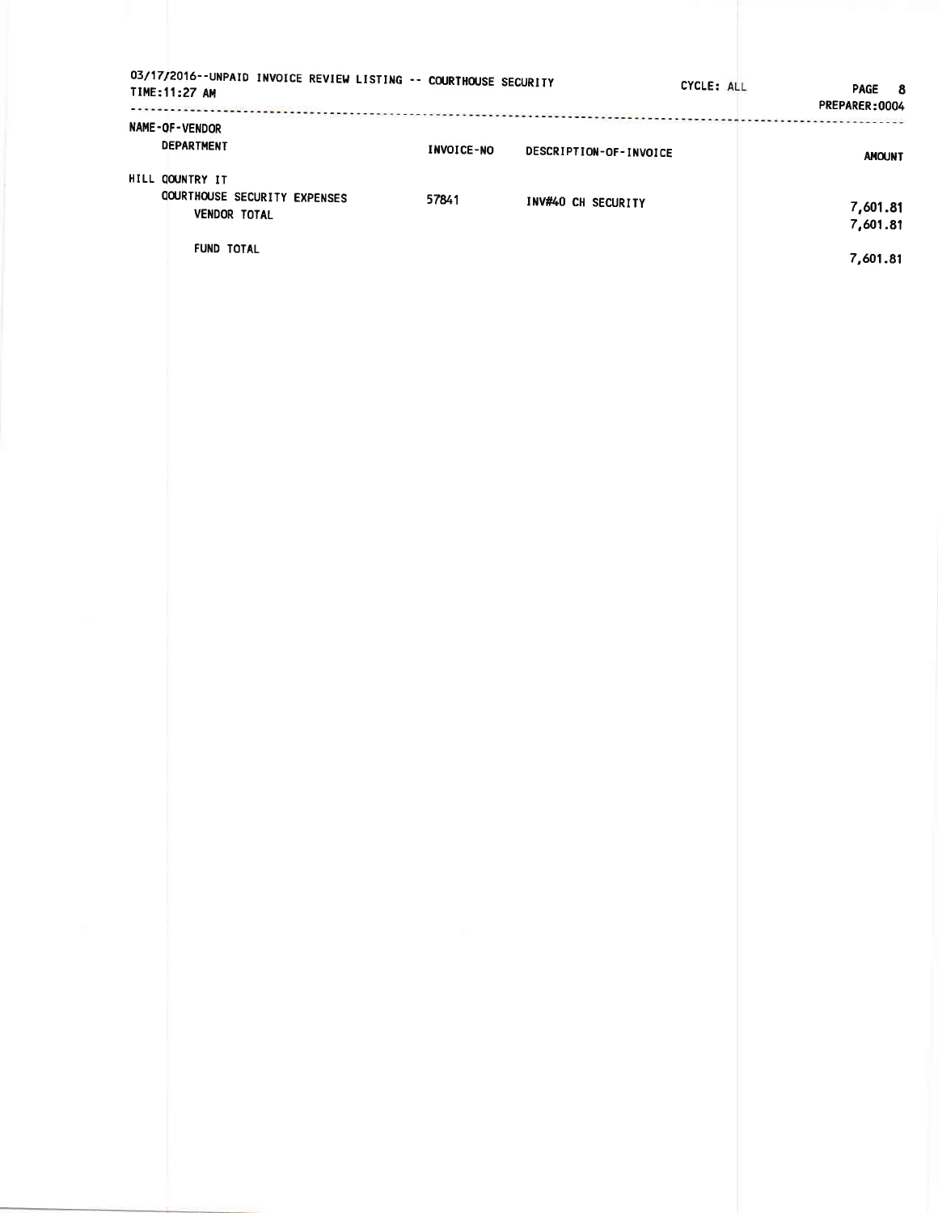03/17/2016--UNPAID INVOICE REVIEW LISTING -- COURTHOUSE SECURITY
TIME:11:27 AM

CYCLE: ALL

PREPARER:0004

| NAME-OF-VENDOR DEPARTMENT | INVOICE-NO | DESCRIPTION-OF-INVOICE | AMOUNT |
|---|---|---|---|
| HILL COUNTRY IT | | | |
| COURTHOUSE SECURITY EXPENSES | 57841 | INV#40 CH SECURITY | 7,601.81 |
| VENDOR TOTAL | | | 7,601.81 |
| FUND TOTAL | | | 7,601.81 |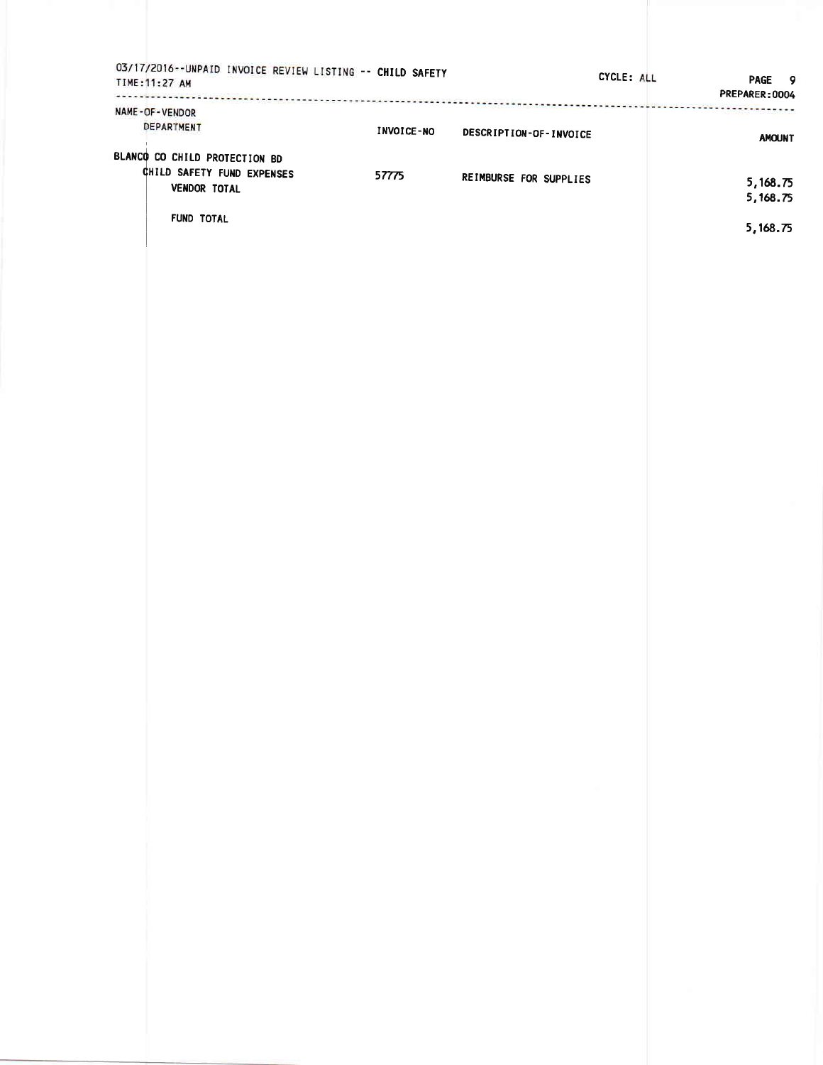03/17/2016--UNPAID INVOICE REVIEW LISTING -- CHILD SAFETY
TIME:11:27 AM

CYCLE: ALL

PREPARER:0004

| NAME-OF-VENDOR / DEPARTMENT | INVOICE-NO | DESCRIPTION-OF-INVOICE | AMOUNT |
|---|---|---|---|
| BLANCO CO CHILD PROTECTION BD | | | |
| CHILD SAFETY FUND EXPENSES | 57775 | REIMBURSE FOR SUPPLIES | 5,168.75 |
| VENDOR TOTAL | | | 5,168.75 |
| FUND TOTAL | | | 5,168.75 |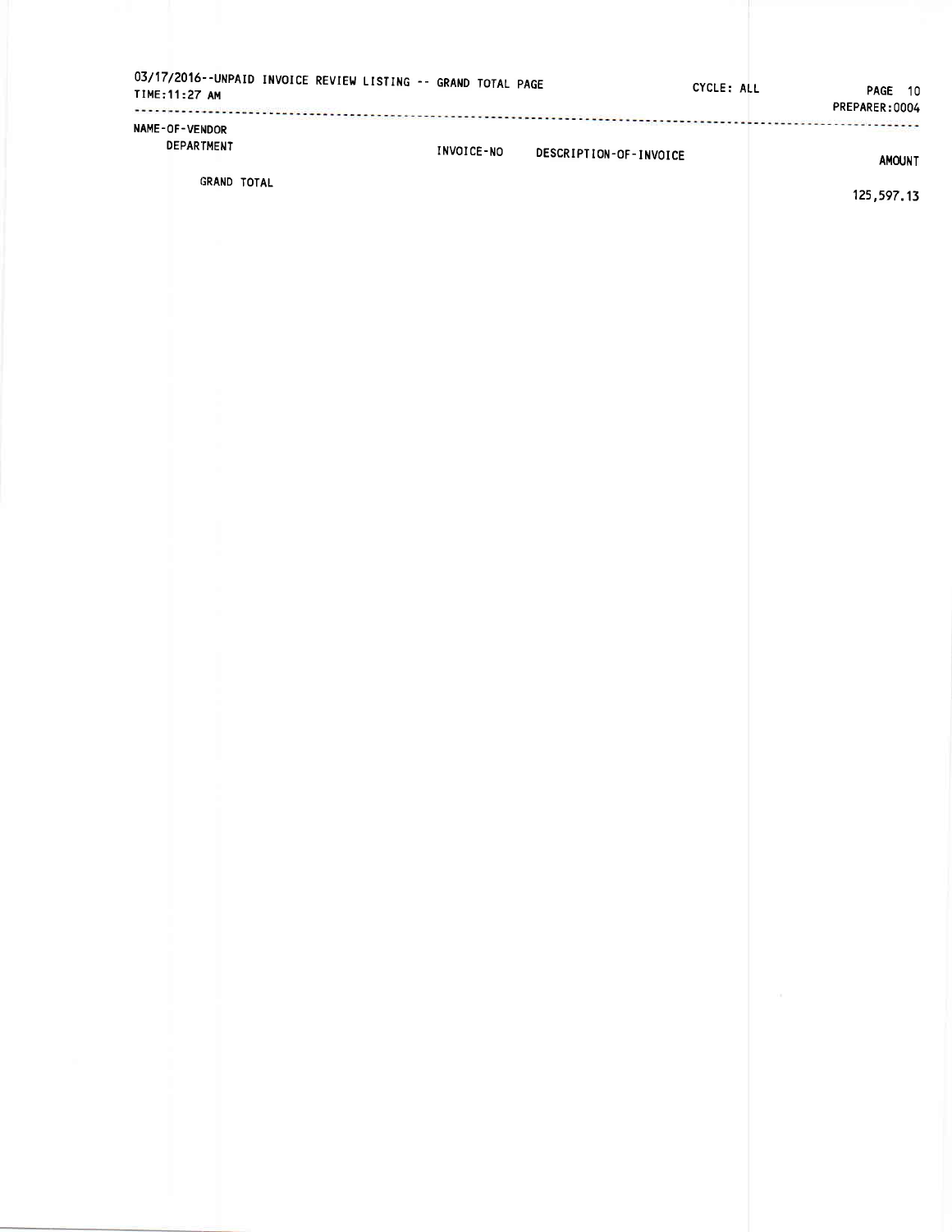03/17/2016--UNPAID INVOICE REVIEW LISTING -- GRAND TOTAL PAGE

TIME:11:27 AM

CYCLE: ALL

PREPARER:0004

| NAME-OF-VENDOR / DEPARTMENT | INVOICE-NO | DESCRIPTION-OF-INVOICE | AMOUNT |
|---|---|---|---|
| GRAND TOTAL | | | 125,597.13 |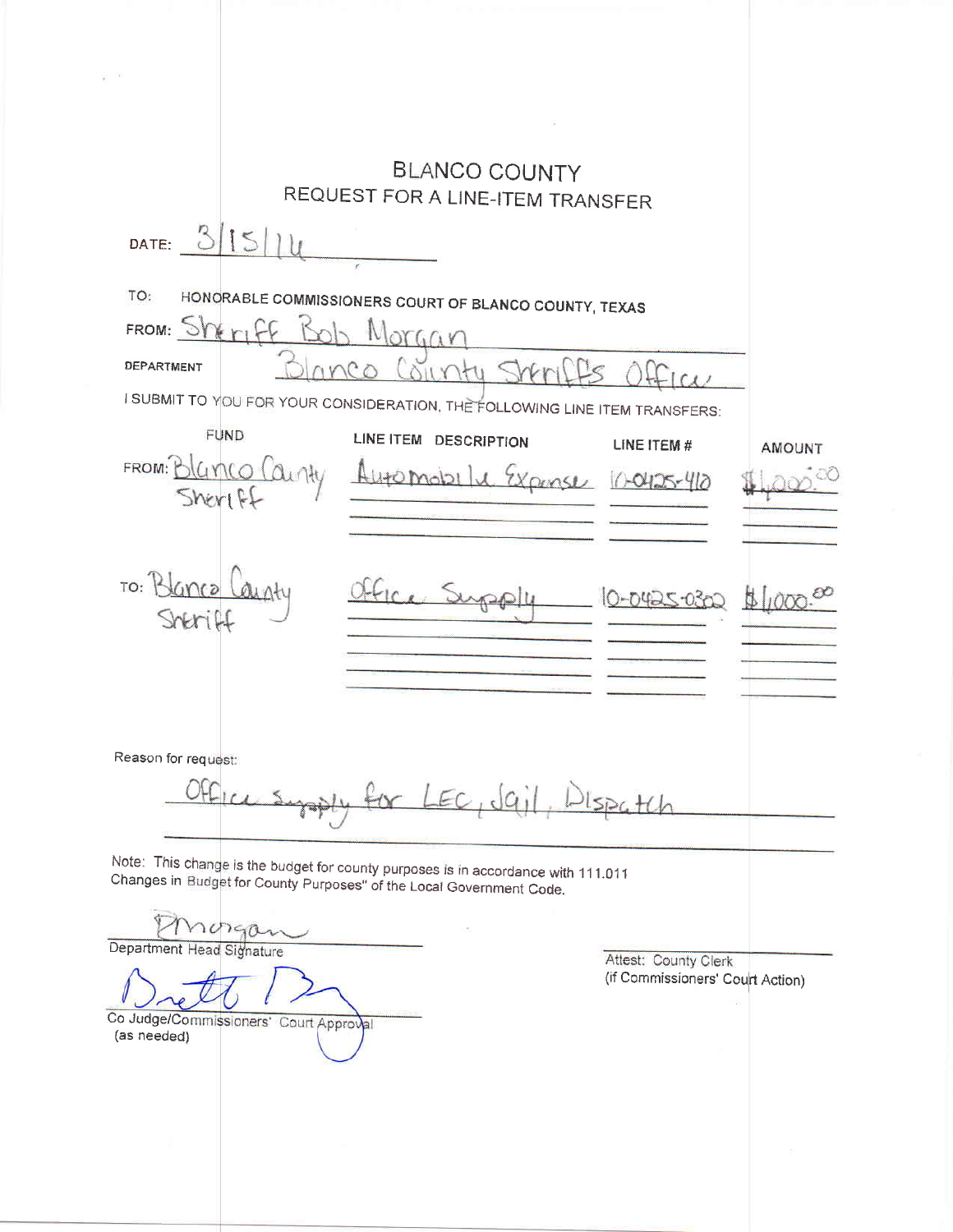# BLANCO COUNTY

## REQUEST FOR A LINE-ITEM TRANSFER

DATE: 3/15/14

TO: HONORABLE COMMISSIONERS COURT OF BLANCO COUNTY, TEXAS

FROM: Sheriff Bob Morgan

DEPARTMENT: Blanco County Sheriffs Office

I SUBMIT TO YOU FOR YOUR CONSIDERATION, THE FOLLOWING LINE ITEM TRANSFERS:

| | FUND | LINE ITEM DESCRIPTION | LINE ITEM # | AMOUNT |
|---|---|---|---|---|
| FROM: | Blanco County Sheriff | Automobile Expense | 10-0425-410 | $1,000.00 |
| TO: | Blanco County Sheriff | Office Supply | 10-0425-0300 | $1,000.00 |

Reason for request:

Office Supply for LEC, Jail, Dispatch

Note: This change is the budget for county purposes is in accordance with 111.011 Changes in Budget for County Purposes" of the Local Government Code.

BMorgan
Department Head Signature

Brett B
Co Judge/Commissioners' Court Approval
(as needed)

Attest: County Clerk
(if Commissioners' Court Action)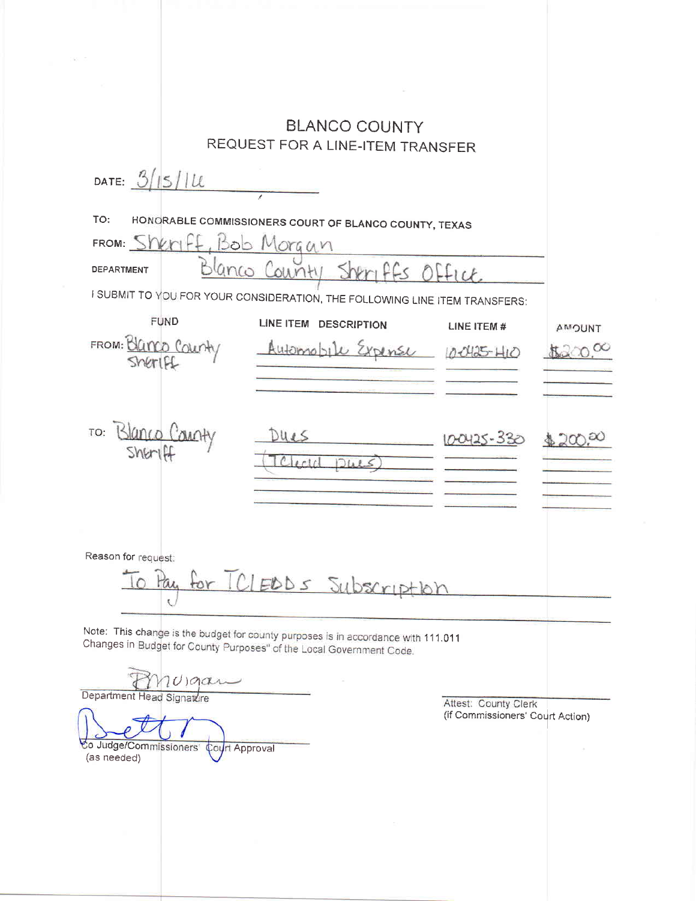# BLANCO COUNTY
## REQUEST FOR A LINE-ITEM TRANSFER

DATE: 3/15/16

TO: HONORABLE COMMISSIONERS COURT OF BLANCO COUNTY, TEXAS

FROM: Sheriff, Bob Morgan

DEPARTMENT: Blanco County Sheriffs Office

I SUBMIT TO YOU FOR YOUR CONSIDERATION, THE FOLLOWING LINE ITEM TRANSFERS:

| | FUND | LINE ITEM DESCRIPTION | LINE ITEM # | AMOUNT |
|---|---|---|---|---|
| FROM: | Blanco County Sheriff | Automobile Expense | 10-0425-410 | $200.00 |
| TO: | Blanco County Sheriff | Dues (TCleod Dues) | 10-0425-330 | $200.00 |

Reason for request:

To Pay for TCLEDDS Subscription

Note: This change is the budget for county purposes is in accordance with 111.011 Changes in Budget for County Purposes" of the Local Government Code.

BMorgan

Department Head Signature

Co Judge/Commissioners' Court Approval
(as needed)

Attest: County Clerk
(if Commissioners' Court Action)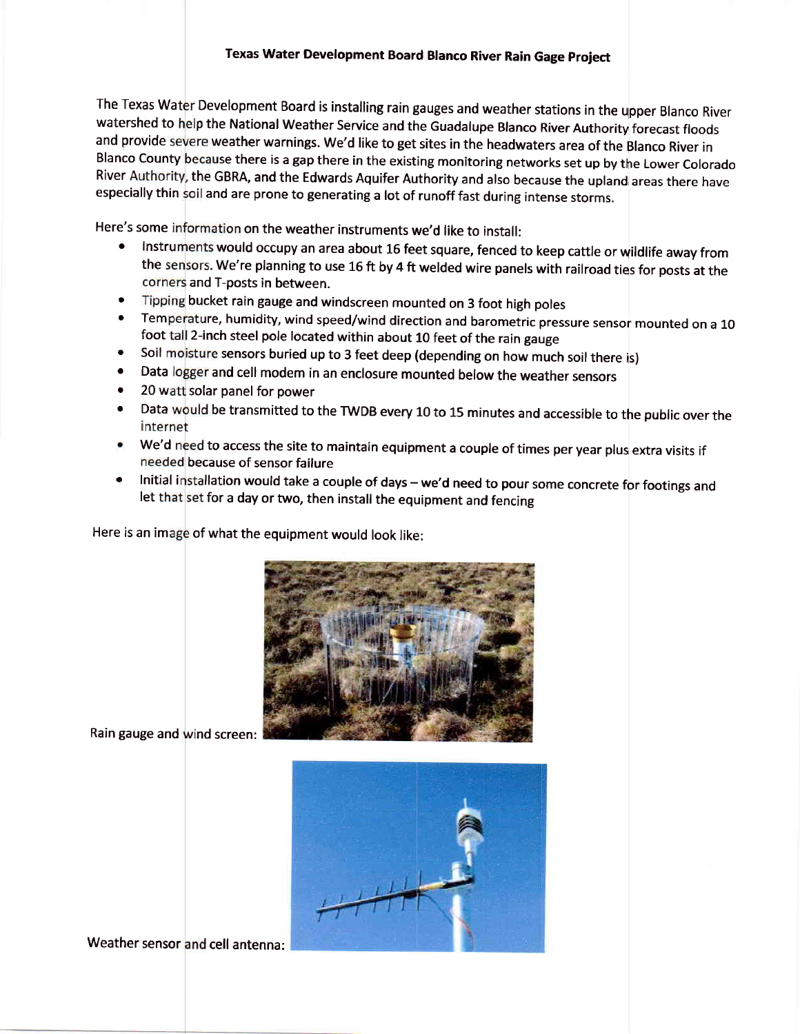**Texas Water Development Board Blanco River Rain Gage Project**

The Texas Water Development Board is installing rain gauges and weather stations in the upper Blanco River watershed to help the National Weather Service and the Guadalupe Blanco River Authority forecast floods and provide severe weather warnings. We'd like to get sites in the headwaters area of the Blanco River in Blanco County because there is a gap there in the existing monitoring networks set up by the Lower Colorado River Authority, the GBRA, and the Edwards Aquifer Authority and also because the upland areas there have especially thin soil and are prone to generating a lot of runoff fast during intense storms.

Here's some information on the weather instruments we'd like to install:

- Instruments would occupy an area about 16 feet square, fenced to keep cattle or wildlife away from the sensors. We're planning to use 16 ft by 4 ft welded wire panels with railroad ties for posts at the corners and T-posts in between.
- Tipping bucket rain gauge and windscreen mounted on 3 foot high poles
- Temperature, humidity, wind speed/wind direction and barometric pressure sensor mounted on a 10 foot tall 2-inch steel pole located within about 10 feet of the rain gauge
- Soil moisture sensors buried up to 3 feet deep (depending on how much soil there is)
- Data logger and cell modem in an enclosure mounted below the weather sensors
- 20 watt solar panel for power
- Data would be transmitted to the TWDB every 10 to 15 minutes and accessible to the public over the internet
- We'd need to access the site to maintain equipment a couple of times per year plus extra visits if needed because of sensor failure
- Initial installation would take a couple of days – we'd need to pour some concrete for footings and let that set for a day or two, then install the equipment and fencing

Here is an image of what the equipment would look like:

Rain gauge and wind screen:

Weather sensor and cell antenna: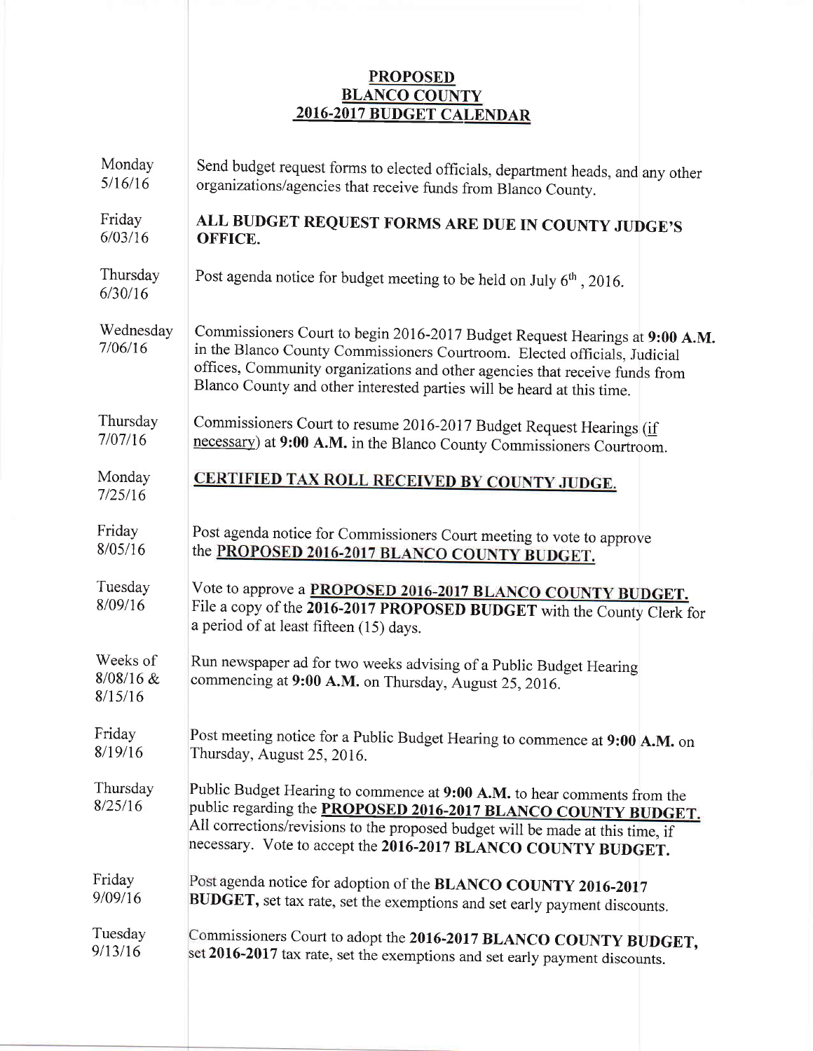# PROPOSED
# BLANCO COUNTY
# 2016-2017 BUDGET CALENDAR

| | |
|---|---|
| Monday 5/16/16 | Send budget request forms to elected officials, department heads, and any other organizations/agencies that receive funds from Blanco County. |
| Friday 6/03/16 | **ALL BUDGET REQUEST FORMS ARE DUE IN COUNTY JUDGE'S OFFICE.** |
| Thursday 6/30/16 | Post agenda notice for budget meeting to be held on July 6th, 2016. |
| Wednesday 7/06/16 | Commissioners Court to begin 2016-2017 Budget Request Hearings at **9:00 A.M.** in the Blanco County Commissioners Courtroom. Elected officials, Judicial offices, Community organizations and other agencies that receive funds from Blanco County and other interested parties will be heard at this time. |
| Thursday 7/07/16 | Commissioners Court to resume 2016-2017 Budget Request Hearings (if necessary) at **9:00 A.M.** in the Blanco County Commissioners Courtroom. |
| Monday 7/25/16 | **CERTIFIED TAX ROLL RECEIVED BY COUNTY JUDGE.** |
| Friday 8/05/16 | Post agenda notice for Commissioners Court meeting to vote to approve the **PROPOSED 2016-2017 BLANCO COUNTY BUDGET.** |
| Tuesday 8/09/16 | Vote to approve a **PROPOSED 2016-2017 BLANCO COUNTY BUDGET.** File a copy of the **2016-2017 PROPOSED BUDGET** with the County Clerk for a period of at least fifteen (15) days. |
| Weeks of 8/08/16 & 8/15/16 | Run newspaper ad for two weeks advising of a Public Budget Hearing commencing at **9:00 A.M.** on Thursday, August 25, 2016. |
| Friday 8/19/16 | Post meeting notice for a Public Budget Hearing to commence at **9:00 A.M.** on Thursday, August 25, 2016. |
| Thursday 8/25/16 | Public Budget Hearing to commence at **9:00 A.M.** to hear comments from the public regarding the **PROPOSED 2016-2017 BLANCO COUNTY BUDGET.** All corrections/revisions to the proposed budget will be made at this time, if necessary. Vote to accept the **2016-2017 BLANCO COUNTY BUDGET.** |
| Friday 9/09/16 | Post agenda notice for adoption of the **BLANCO COUNTY 2016-2017 BUDGET,** set tax rate, set the exemptions and set early payment discounts. |
| Tuesday 9/13/16 | Commissioners Court to adopt the **2016-2017 BLANCO COUNTY BUDGET,** set **2016-2017** tax rate, set the exemptions and set early payment discounts. |